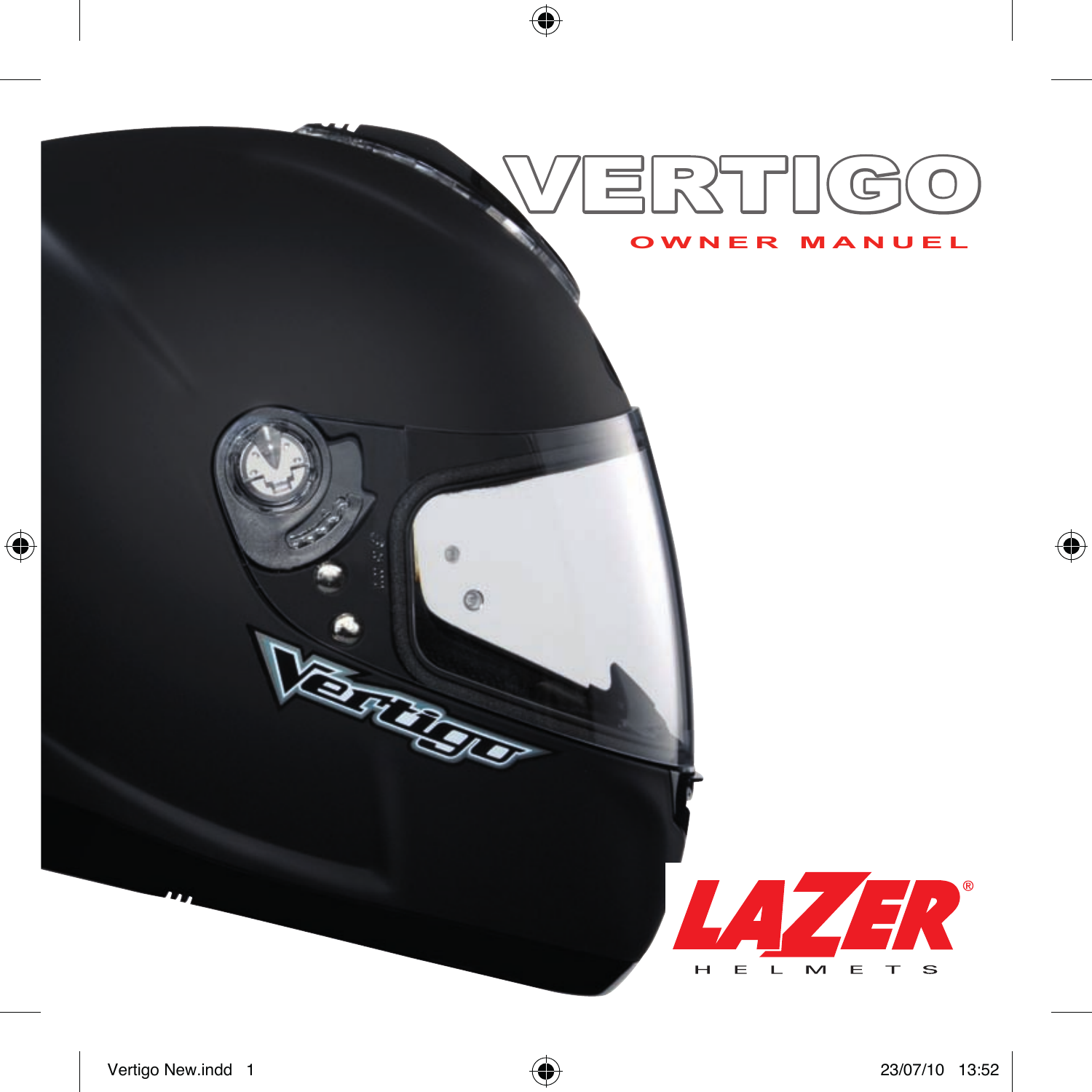# VERTIGO

**OWNER MANUEL**

LAZER®

HELMETS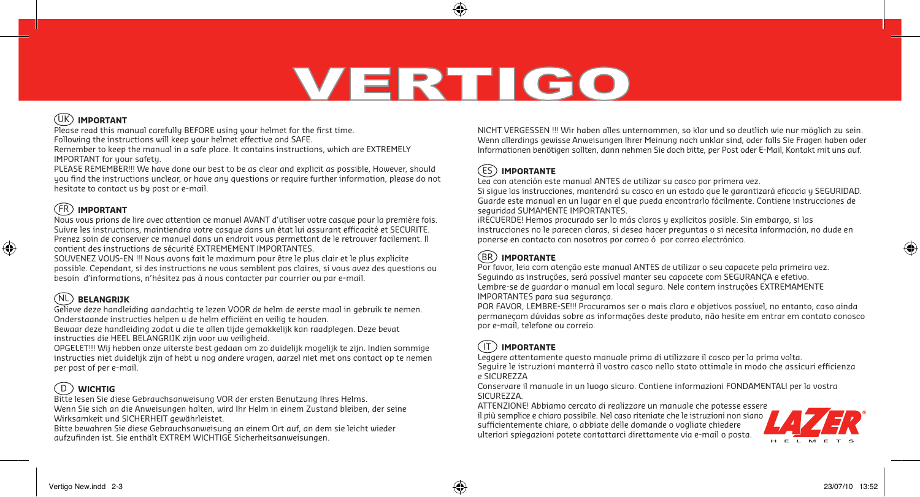# VERTIGO

## (UK) IMPORTANT

Please read this manual carefully BEFORE using your helmet for the first time.
Following the instructions will keep your helmet effective and SAFE.
Remember to keep the manual in a safe place. It contains instructions, which are EXTREMELY IMPORTANT for your safety.
PLEASE REMEMBER!!! We have done our best to be as clear and explicit as possible, However, should you find the instructions unclear, or have any questions or require further information, please do not hesitate to contact us by post or e-mail.

## (FR) IMPORTANT

Nous vous prions de lire avec attention ce manuel AVANT d'utiliser votre casque pour la première fois.
Suivre les instructions, maintiendra votre casque dans un état lui assurant efficacité et SECURITE.
Prenez soin de conserver ce manuel dans un endroit vous permettant de le retrouver facilement. Il contient des instructions de sécurité EXTREMEMENT IMPORTANTES.
SOUVENEZ VOUS-EN !!! Nous avons fait le maximum pour être le plus clair et le plus explicite possible. Cependant, si des instructions ne vous semblent pas claires, si vous avez des questions ou besoin d'informations, n'hésitez pas à nous contacter par courrier ou par e-mail.

## (NL) BELANGRIJK

Gelieve deze handleiding aandachtig te lezen VOOR de helm de eerste maal in gebruik te nemen.
Onderstaande instructies helpen u de helm efficiënt en veilig te houden.
Bewaar deze handleiding zodat u die te allen tijde gemakkelijk kan raadplegen. Deze bevat instructies die HEEL BELANGRIJK zijn voor uw veiligheid.
OPGELET!!! Wij hebben onze uiterste best gedaan om zo duidelijk mogelijk te zijn. Indien sommige instructies niet duidelijk zijn of hebt u nog andere vragen, aarzel niet met ons contact op te nemen per post of per e-mail.

## (D) WICHTIG

Bitte lesen Sie diese Gebrauchsanweisung VOR der ersten Benutzung Ihres Helms.
Wenn Sie sich an die Anweisungen halten, wird Ihr Helm in einem Zustand bleiben, der seine Wirksamkeit und SICHERHEIT gewährleistet.
Bitte bewahren Sie diese Gebrauchsanweisung an einem Ort auf, an dem sie leicht wieder aufzufinden ist. Sie enthält EXTREM WICHTIGE Sicherheitsanweisungen.
NICHT VERGESSEN !!! Wir haben alles unternommen, so klar und so deutlich wie nur möglich zu sein. Wenn allerdings gewisse Anweisungen Ihrer Meinung nach unklar sind, oder falls Sie Fragen haben oder Informationen benötigen sollten, dann nehmen Sie doch bitte, per Post oder E-Mail, Kontakt mit uns auf.

## (ES) IMPORTANTE

Lea con atención este manual ANTES de utilizar su casco por primera vez.
Si sigue las instrucciones, mantendrá su casco en un estado que le garantizará eficacia y SEGURIDAD.
Guarde este manual en un lugar en el que pueda encontrarlo fácilmente. Contiene instrucciones de seguridad SUMAMENTE IMPORTANTES.
¡RECUERDE! Hemos procurado ser lo más claros y explícitos posible. Sin embargo, si las instrucciones no le parecen claras, si desea hacer preguntas o si necesita información, no dude en ponerse en contacto con nosotros por correo ó por correo electrónico.

## (BR) IMPORTANTE

Por favor, leia com atenção este manual ANTES de utilizar o seu capacete pela primeira vez.
Seguindo as instruções, será possível manter seu capacete com SEGURANÇA e efetivo.
Lembre-se de guardar o manual em local seguro. Nele contem instruções EXTREMAMENTE IMPORTANTES para sua segurança.
POR FAVOR, LEMBRE-SE!!! Procuramos ser o mais claro e objetivos possível, no entanto, caso ainda permaneçam dúvidas sobre as informações deste produto, não hesite em entrar em contato conosco por e-mail, telefone ou correio.

## (IT) IMPORTANTE

Leggere attentamente questo manuale prima di utilizzare il casco per la prima volta.
Seguire le istruzioni manterrà il vostro casco nello stato ottimale in modo che assicuri efficienza e SICUREZZA
Conservare il manuale in un luogo sicuro. Contiene informazioni FONDAMENTALI per la vostra SICUREZZA.
ATTENZIONE! Abbiamo cercato di realizzare un manuale che potesse essere il più semplice e chiaro possibile. Nel caso riteniate che le istruzioni non siano sufficientemente chiare, o abbiate delle domande o vogliate chiedere ulteriori spiegazioni potete contattarci direttamente via e-mail o posta.

LAZER® HELMETS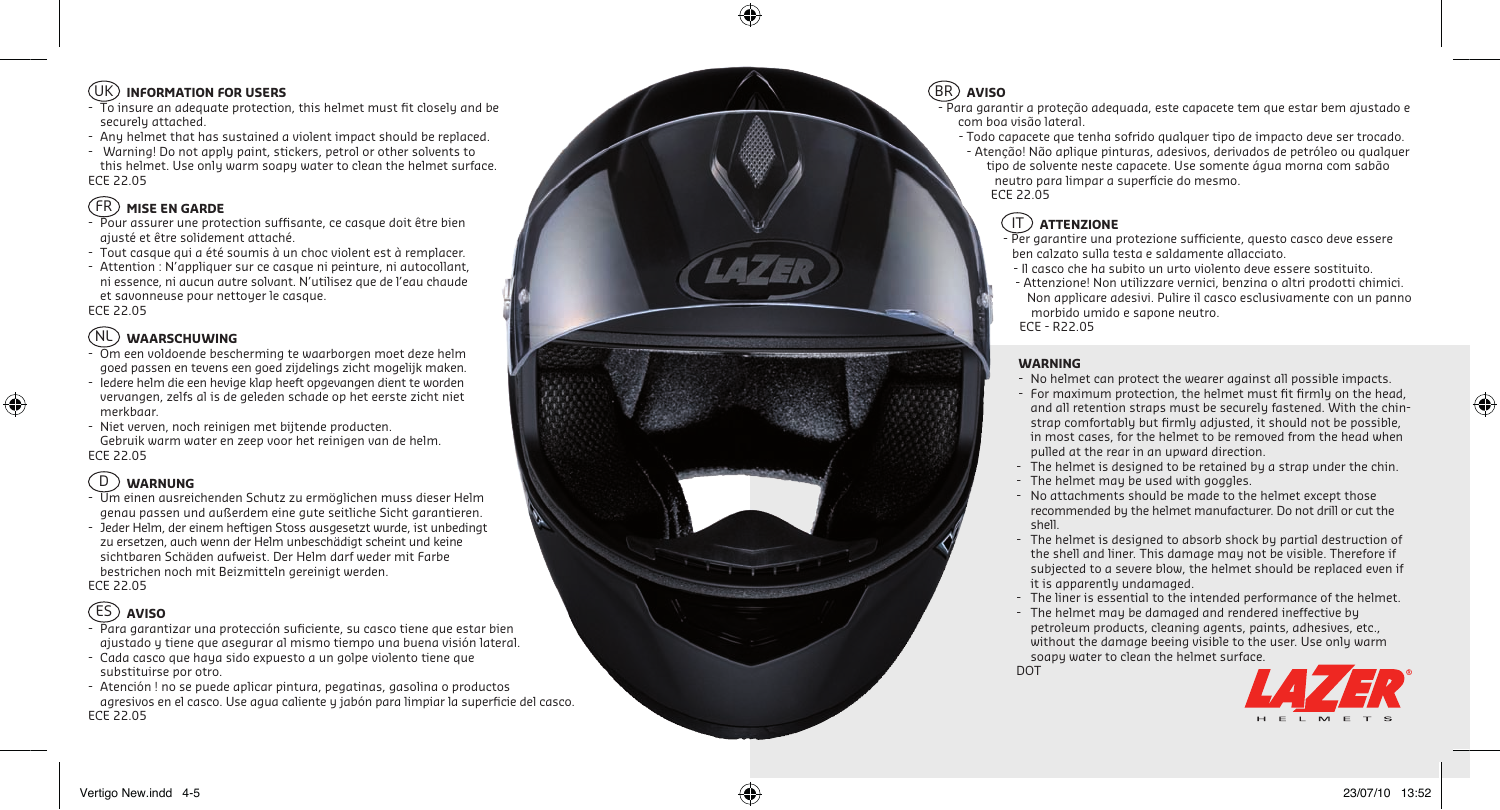## UK INFORMATION FOR USERS

- To insure an adequate protection, this helmet must fit closely and be securely attached.
- Any helmet that has sustained a violent impact should be replaced.
- Warning! Do not apply paint, stickers, petrol or other solvents to this helmet. Use only warm soapy water to clean the helmet surface.

ECE 22.05

## FR MISE EN GARDE

- Pour assurer une protection suffisante, ce casque doit être bien ajusté et être solidement attaché.
- Tout casque qui a été soumis à un choc violent est à remplacer.
- Attention : N'appliquer sur ce casque ni peinture, ni autocollant, ni essence, ni aucun autre solvant. N'utilisez que de l'eau chaude et savonneuse pour nettoyer le casque.

ECE 22.05

## NL WAARSCHUWING

- Om een voldoende bescherming te waarborgen moet deze helm goed passen en tevens een goed zijdelings zicht mogelijk maken.
- Iedere helm die een hevige klap heeft opgevangen dient te worden vervangen, zelfs al is de geleden schade op het eerste zicht niet merkbaar.
- Niet verven, noch reinigen met bijtende producten. Gebruik warm water en zeep voor het reinigen van de helm.

ECE 22.05

## D WARNUNG

- Um einen ausreichenden Schutz zu ermöglichen muss dieser Helm genau passen und außerdem eine gute seitliche Sicht garantieren.
- Jeder Helm, der einem heftigen Stoss ausgesetzt wurde, ist unbedingt zu ersetzen, auch wenn der Helm unbeschädigt scheint und keine sichtbaren Schäden aufweist. Der Helm darf weder mit Farbe bestrichen noch mit Beizmitteln gereinigt werden.

ECE 22.05

## ES AVISO

- Para garantizar una protección suficiente, su casco tiene que estar bien ajustado y tiene que asegurar al mismo tiempo una buena visión lateral.
- Cada casco que haya sido expuesto a un golpe violento tiene que substituirse por otro.
- Atención ! no se puede aplicar pintura, pegatinas, gasolina o productos agresivos en el casco. Use agua caliente y jabón para limpiar la superficie del casco.

ECE 22.05

## BR AVISO

- Para garantir a proteção adequada, este capacete tem que estar bem ajustado e com boa visão lateral.
- Todo capacete que tenha sofrido qualquer tipo de impacto deve ser trocado.
- Atenção! Não aplique pinturas, adesivos, derivados de petróleo ou qualquer tipo de solvente neste capacete. Use somente água morna com sabão neutro para limpar a superficie do mesmo.

ECE 22.05

## IT ATTENZIONE

- Per garantire una protezione sufficiente, questo casco deve essere ben calzato sulla testa e saldamente allacciato.
- Il casco che ha subito un urto violento deve essere sostituito.
- Attenzione! Non utilizzare vernici, benzina o altri prodotti chimici. Non applicare adesivi. Pulire il casco esclusivamente con un panno morbido umido e sapone neutro.

ECE - R22.05

## WARNING

- No helmet can protect the wearer against all possible impacts.
- For maximum protection, the helmet must fit firmly on the head, and all retention straps must be securely fastened. With the chin-strap comfortably but firmly adjusted, it should not be possible, in most cases, for the helmet to be removed from the head when pulled at the rear in an upward direction.
- The helmet is designed to be retained by a strap under the chin.
- The helmet may be used with goggles.
- No attachments should be made to the helmet except those recommended by the helmet manufacturer. Do not drill or cut the shell.
- The helmet is designed to absorb shock by partial destruction of the shell and liner. This damage may not be visible. Therefore if subjected to a severe blow, the helmet should be replaced even if it is apparently undamaged.
- The liner is essential to the intended performance of the helmet.
- The helmet may be damaged and rendered ineffective by petroleum products, cleaning agents, paints, adhesives, etc., without the damage beeing visible to the user. Use only warm soapy water to clean the helmet surface.

DOT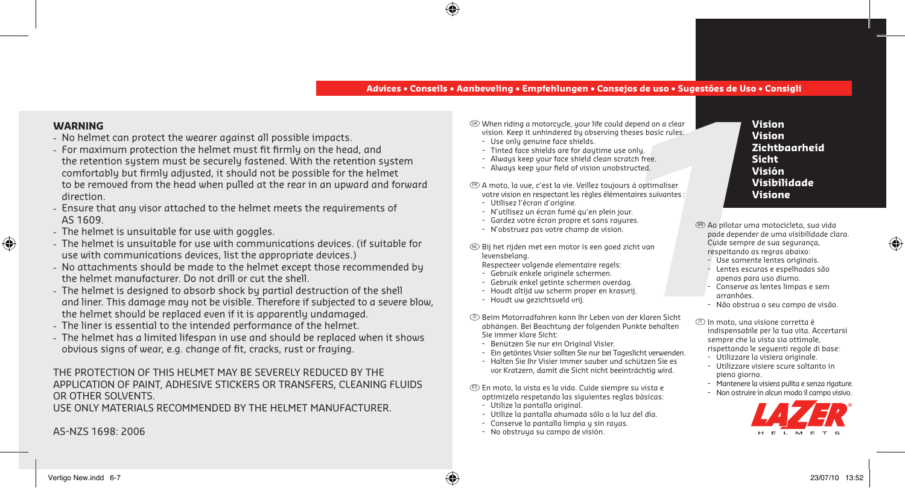**Advices • Conseils • Aanbeveling • Empfehlungen • Consejos de uso • Sugestões de Uso • Consigli**

## WARNING

- No helmet can protect the wearer against all possible impacts.
- For maximum protection the helmet must fit firmly on the head, and the retention system must be securely fastened. With the retention system comfortably but firmly adjusted, it should not be possible for the helmet to be removed from the head when pulled at the rear in an upward and forward direction.
- Ensure that any visor attached to the helmet meets the requirements of AS 1609.
- The helmet is unsuitable for use with goggles.
- The helmet is unsuitable for use with communications devices. (if suitable for use with communications devices, list the appropriate devices.)
- No attachments should be made to the helmet except those recommended by the helmet manufacturer. Do not drill or cut the shell.
- The helmet is designed to absorb shock by partial destruction of the shell and liner. This damage may not be visible. Therefore if subjected to a severe blow, the helmet should be replaced even if it is apparently undamaged.
- The liner is essential to the intended performance of the helmet.
- The helmet has a limited lifespan in use and should be replaced when it shows obvious signs of wear, e.g. change of fit, cracks, rust or fraying.

THE PROTECTION OF THIS HELMET MAY BE SEVERELY REDUCED BY THE APPLICATION OF PAINT, ADHESIVE STICKERS OR TRANSFERS, CLEANING FLUIDS OR OTHER SOLVENTS.
USE ONLY MATERIALS RECOMMENDED BY THE HELMET MANUFACTURER.

AS-NZS 1698: 2006

## 1 Vision / Vision / Zichtbaarheid / Sicht / Visión / Visibilidade / Visione

(UK) When riding a motorcycle, your life could depend on a clear vision. Keep it unhindered by observing theses basic rules:
- Use only genuine face shields.
- Tinted face shields are for daytime use only.
- Always keep your face shield clean scratch free.
- Always keep your field of vision unobstructed.

(FR) A moto, la vue, c'est la vie. Veillez toujours à optimaliser votre vision en respectant les règles élémentaires suivantes :
- Utilisez l'écran d'origine.
- N'utilisez un écran fumé qu'en plein jour.
- Gardez votre écran propre et sans rayures.
- N'obstruez pas votre champ de vision.

(NL) Bij het rijden met een motor is een goed zicht van levensbelang.
Respecteer volgende elementaire regels:
- Gebruik enkele originele schermen.
- Gebruik enkel getinte schermen overdag.
- Houdt altijd uw scherm proper en krasvrij.
- Houdt uw gezichtsveld vrij.

(D) Beim Motorradfahren kann Ihr Leben von der klaren Sicht abhängen. Bei Beachtung der folgenden Punkte behalten Sie immer klare Sicht:
- Benützen Sie nur ein Original Visier.
- Ein getöntes Visier sollten Sie nur bei Tageslicht verwenden.
- Halten Sie Ihr Visier immer sauber und schützen Sie es vor Kratzern, damit die Sicht nicht beeinträchtig wird.

(ES) En moto, la vista es la vida. Cuide siempre su vista e optimizela respetando las siguientes reglas básicas:
- Utilize la pantalla original.
- Utilize la pantalla ahumada sólo a la luz del día.
- Conserve la pantalla limpia y sin rayas.
- No obstruya su campo de visión.

(BR) Ao pilotar uma motocicleta, sua vida pode depender de uma visibilidade clara. Cuide sempre de sua segurança, respeitando as regras abaixo:
- Use somente lentes originais.
- Lentes escuras e espelhadas são apenas para uso diurno.
- Conserve as lentes limpas e sem arranhões.
- Não obstrua o seu campo de visão.

(IT) In moto, una visione corretta è indispensabile per la tua vita. Accertarsi sempre che la vista sia ottimale, rispettando le seguenti regole di base:
- Utilizzare la visiera originale.
- Utilizzare visiere scure soltanto in pieno giorno.
- Mantenere la visiera pulita e senza rigature.
- Non ostruire in alcun modo il campo visivo.

LAZER® HELMETS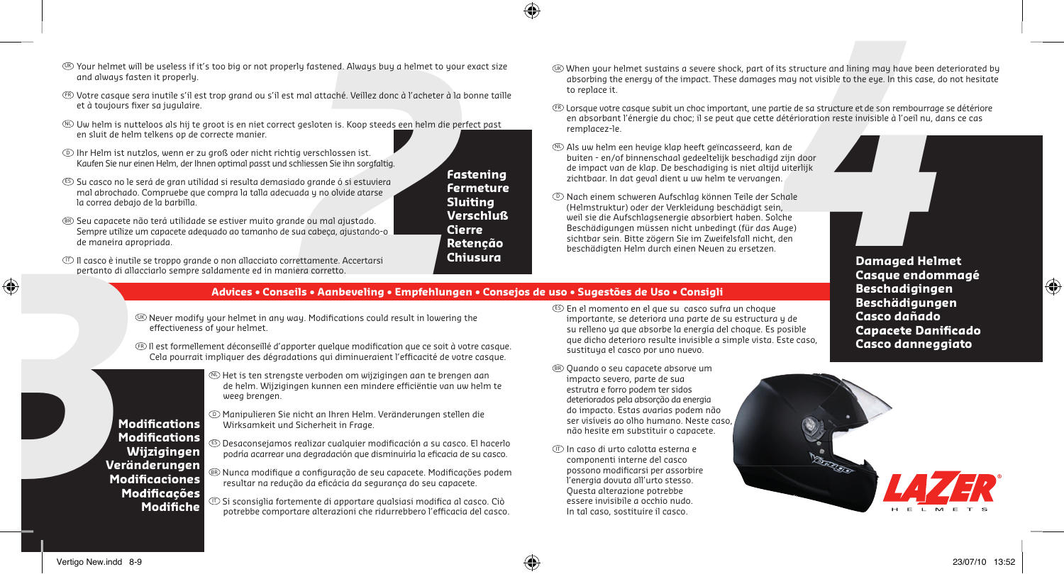## 2 Fastening / Fermeture / Sluiting / Verschluß / Cierre / Retenção / Chiusura

UK Your helmet will be useless if it's too big or not properly fastened. Always buy a helmet to your exact size and always fasten it properly.

FR Votre casque sera inutile s'il est trop grand ou s'il est mal attaché. Veillez donc à l'acheter à la bonne taille et à toujours fixer sa jugulaire.

NL Uw helm is nutteloos als hij te groot is en niet correct gesloten is. Koop steeds een helm die perfect past en sluit de helm telkens op de correcte manier.

D Ihr Helm ist nutzlos, wenn er zu groß oder nicht richtig verschlossen ist. Kaufen Sie nur einen Helm, der Ihnen optimal passt und schliessen Sie ihn sorgfaltig.

ES Su casco no le será de gran utilidad si resulta demasiado grande ó si estuviera mal abrochado. Compruebe que compra la talla adecuada y no olvide atarse la correa debajo de la barbilla.

BR Seu capacete não terá utilidade se estiver muito grande ou mal ajustado. Sempre utilize um capacete adequado ao tamanho de sua cabeça, ajustando-o de maneira apropriada.

IT Il casco è inutile se troppo grande o non allacciato correttamente. Accertarsi pertanto di allacciarlo sempre saldamente ed in maniera corretto.

## 4 Damaged Helmet / Casque endommagé / Beschadigingen / Beschädigungen / Casco dañado / Capacete Danificado / Casco danneggiato

UK When your helmet sustains a severe shock, part of its structure and lining may have been deteriorated by absorbing the energy of the impact. These damages may not visible to the eye. In this case, do not hesitate to replace it.

FR Lorsque votre casque subit un choc important, une partie de sa structure et de son rembourrage se détériore en absorbant l'énergie du choc; il se peut que cette détérioration reste invisible à l'oeil nu, dans ce cas remplacez-le.

NL Als uw helm een hevige klap heeft geïncasseerd, kan de buiten - en/of binnenschaal gedeeltelijk beschadigd zijn door de impact van de klap. De beschadiging is niet altijd uiterlijk zichtbaar. In dat geval dient u uw helm te vervangen.

D Nach einem schweren Aufschlag können Teile der Schale (Helmstruktur) oder der Verkleidung beschädigt sein, weil sie die Aufschlagsenergie absorbiert haben. Solche Beschädigungen müssen nicht unbedingt (für das Auge) sichtbar sein. Bitte zögern Sie im Zweifelsfall nicht, den beschädigten Helm durch einen Neuen zu ersetzen.

ES En el momento en el que su casco sufra un choque importante, se deteriora una parte de su estructura y de su relleno ya que absorbe la energía del choque. Es posible que dicho deterioro resulte invisible a simple vista. Este caso, sustituya el casco por uno nuevo.

BR Quando o seu capacete absorve um impacto severo, parte de sua estrutra e forro podem ter sidos deteriorados pela absorção da energia do impacto. Estas avarias podem não ser visíveis ao olho humano. Neste caso, não hesite em substituir o capacete.

IT In caso di urto calotta esterna e componenti interne del casco possono modificarsi per assorbire l'energia dovuta all'urto stesso. Questa alterazione potrebbe essere invisibile a occhio nudo. In tal caso, sostituire il casco.

# Advices • Conseils • Aanbeveling • Empfehlungen • Consejos de uso • Sugestões de Uso • Consigli

## 3 Modifications / Modifications / Wijzigingen / Veränderungen / Modificaciones / Modificações / Modifiche

UK Never modify your helmet in any way. Modifications could result in lowering the effectiveness of your helmet.

FR Il est formellement déconseillé d'apporter quelque modification que ce soit à votre casque. Cela pourrait impliquer des dégradations qui diminueraient l'efficacité de votre casque.

NL Het is ten strengste verboden om wijzigingen aan te brengen aan de helm. Wijzigingen kunnen een mindere efficiëntie van uw helm te weeg brengen.

D Manipulieren Sie nicht an Ihren Helm. Veränderungen stellen die Wirksamkeit und Sicherheit in Frage.

ES Desaconsejamos realizar cualquier modificación a su casco. El hacerlo podría acarrear una degradación que disminuiría la eficacia de su casco.

BR Nunca modifique a configuração de seu capacete. Modificações podem resultar na redução da eficácia da segurança do seu capacete.

IT Si sconsiglia fortemente di apportare qualsiasi modifica al casco. Ciò potrebbe comportare alterazioni che ridurrebbero l'efficacia del casco.

LAZER HELMETS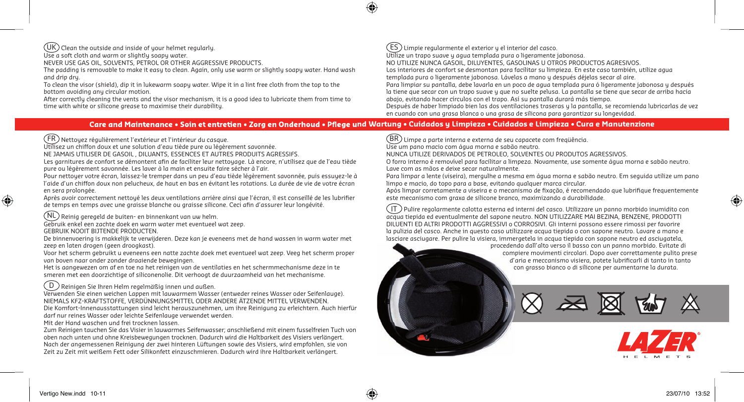(UK) Clean the outside and inside of your helmet regularly.
Use a soft cloth and warm or slightly soapy water.
NEVER USE GAS OIL, SOLVENTS, PETROL OR OTHER AGGRESSIVE PRODUCTS.
The padding is removable to make it easy to clean. Again, only use warm or slightly soapy water. Hand wash and drip dry.
To clean the visor (shield), dip it in lukewarm soapy water. Wipe it in a lint free cloth from the top to the bottom avoiding any circular motion.
After correctly cleaning the vents and the visor mechanism, it is a good idea to lubricate them from time to time with white or silicone grease to maximise their durability.

(ES) Limpie regularmente el exterior y el interior del casco.
Utilize un trapo suave y agua templada pura o ligeramente jabonosa.
NO UTILIZE NUNCA GASOIL, DILUYENTES, GASOLINAS U OTROS PRODUCTOS AGRESIVOS.
Los interiores de confort se desmontan para facilitar su limpieza. En este caso también, utilize agua templada pura o ligeramente jabonosa. Lávelas a mano y después déjelas secar al aire.
Para limpiar su pantalla, debe lavarla en un poco de agua templada pura ó ligeramente jabonosa y después la tiene que secar con un trapo suave y que no suelte pelusa. La pantalla se tiene que secar de arriba hacia abajo, evitando hacer círculos con el trapo. Así su pantalla durará más tiempo.
Después de haber limpiado bien las dos ventilaciones traseras y la pantalla, se recomienda lubricarlas de vez en cuando con una grasa blanca o una grasa de silicona para garantizar su longevidad.

## Care and Maintenance • Soin et entretien • Zorg en Onderhoud • Pflege und Wartung • Cuidados y Limpieza • Cuidados e Limpieza • Cura e Manutenzione

(FR) Nettoyez régulièrement l'extérieur et l'intérieur du casque.
Utilisez un chiffon doux et une solution d'eau tiède pure ou légèrement savonnée.
NE JAMAIS UTILISER DE GASOIL , DILUANTS, ESSENCES ET AUTRES PRODUITS AGRESSIFS.
Les garnitures de confort se démontent afin de faciliter leur nettoyage. Là encore, n'utilisez que de l'eau tiède pure ou légèrement savonnée. Les laver à la main et ensuite faire sécher à l'air.
Pour nettoyer votre écran, laissez-le tremper dans un peu d'eau tiède légèrement savonnée, puis essuyez-le à l'aide d'un chiffon doux non pelucheux, de haut en bas en évitant les rotations. La durée de vie de votre écran en sera prolongée.
Après avoir correctement nettoyé les deux ventilations arrière ainsi que l'écran, il est conseillé de les lubrifier de temps en temps avec une graisse blanche ou graisse silicone. Ceci afin d'assurer leur longévité.

(NL) Reinig geregeld de buiten- en binnenkant van uw helm.
Gebruik enkel een zachte doek en warm water met eventueel wat zeep.
GEBRUIK NOOIT BIJTENDE PRODUCTEN.
De binnenvoering is makkelijk te verwijderen. Deze kan je eveneens met de hand wassen in warm water met zeep en laten drogen (geen droogkast).
Voor het scherm gebruikt u eveneens een natte zachte doek met eventueel wat zeep. Veeg het scherm proper van boven naar onder zonder draaiende bewegingen.
Het is aangewezen om af en toe na het reinigen van de ventilaties en het schermmechanisme deze in te smeren met een doorzichtige of siliconenolie. Dit verhoogt de duurzaamheid van het mechanisme.

(D) Reinigen Sie Ihren Helm regelmäßig innen und außen.
Verwenden Sie einen weichen Lappen mit lauwarmem Wasser (entweder reines Wasser oder Seifenlauge).
NIEMALS KFZ-KRAFTSTOFFE, VERDÜNNUNGSMITTEL ODER ANDERE ÄTZENDE MITTEL VERWENDEN.
Die Komfort-Innenausstattungen sind leicht herauszunehmen, um ihre Reinigung zu erleichtern. Auch hierfür darf nur reines Wasser oder leichte Seifenlauge verwendet werden.
Mit der Hand waschen und frei trocknen lassen.
Zum Reinigen tauchen Sie das Visier in lauwarmes Seifenwasser; anschließend mit einem fusselfreien Tuch von oben nach unten und ohne Kreisbewegungen trocknen. Dadurch wird die Haltbarkeit des Visiers verlängert.
Nach der angemessenen Reinigung der zwei hinteren Lüftungen sowie des Visiers, wird empfohlen, sie von Zeit zu Zeit mit weißem Fett oder Silikonfett einzuschmieren. Dadurch wird ihre Haltbarkeit verlängert.

(BR) Limpe a parte interna e externa de seu capacete com freqüência.
Use um pano macio com água morna e sabão neutro.
NUNCA UTILIZE DERIVADOS DE PETROLEO, SOLVENTES OU PRODUTOS AGRESSIVOS.
O forro interno é removível para facilitar a limpeza. Novamente, use somente água morna e sabão neutro. Lave com as mãos e deixe secar naturalmente.
Para limpar a lente (viseira), mergulhe a mesma em água morna e sabão neutro. Em seguida utilize um pano limpo e macio, do topo para a base, evitando qualquer marca circular.
Após limpar corretamente a viseira e o mecanismo de fixação, é recomendado que lubrifique frequentemente este mecanismo com graxa de silicone branco, maximizando a durabilidade.

(IT) Pulire regolarmente calotta esterna ed interni del casco. Utilizzare un panno morbido inumidito con acqua tiepida ed eventualmente del sapone neutro. NON UTILIZZARE MAI BEZINA, BENZENE, PRODOTTI DILUENTI ED ALTRI PRODOTTI AGGRESSIVI o CORROSIVI. Gli interni possono essere rimossi per favorire la pulizia del casco. Anche in questo caso utilizzare acqua tiepida o con sapone neutro. Lavare a mano e lasciare asciugare. Per pulire la visiera, immergetela in acqua tiepida con sapone neutro ed asciugatela, procedendo dall'alto verso il basso con un panno morbido. Evitate di compiere movimenti circolari. Dopo aver correttamente pulito prese d'aria e meccanismo visiera, potete lubrificarli di tanto in tanto con grasso bianco o di silicone per aumentarne la durata.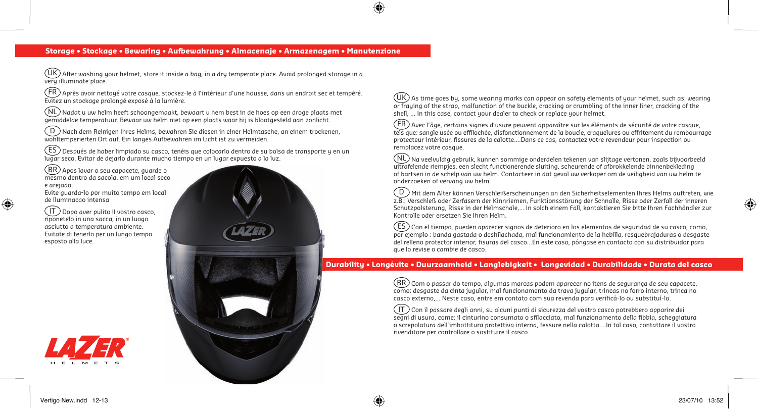## Storage • Stockage • Bewaring • Aufbewahrung • Almacenaje • Armazenagem • Manutenzione

(UK) After washing your helmet, store it inside a bag, in a dry temperate place. Avoid prolonged storage in a very illuminate place.

(FR) Après avoir nettoyé votre casque, stockez-le à l'intérieur d'une housse, dans un endroit sec et tempéré. Evitez un stockage prolongé exposé à la lumière.

(NL) Nadat u uw helm heeft schoongemaakt, bewaart u hem best in de hoes op een droge plaats met gemiddelde temperatuur. Bewaar uw helm niet op een plaats waar hij is blootgesteld aan zonlicht.

(D) Nach dem Reinigen Ihres Helms, bewahren Sie diesen in einer Helmtasche, an einem trockenen, wohltemperierten Ort auf. Ein langes Aufbewahren im Licht ist zu vermeiden.

(ES) Después de haber limpiado su casco, tenéis que colocarlo dentro de su bolsa de transporte y en un lugar seco. Evitar de dejarlo durante mucho tiempo en un lugar expuesto a la luz.

(BR) Apos lavar o seu capacete, guarde o mesmo dentro da sacola, em um local seco e arejado.
Evite guarda-lo por muito tempo em local de iluminacao intensa

(IT) Dopo aver pulito il vostro casco, riponetelo in una sacca, in un luogo asciutto a temperatura ambiente. Evitate di tenerlo per un lungo tempo esposto alla luce.

(UK) As time goes by, some wearing marks can appear on safety elements of your helmet, such as: wearing or fraying of the strap, malfunction of the buckle, cracking or crumbling of the inner liner, cracking of the shell, ... In this case, contact your dealer to check or replace your helmet.

(FR) Avec l'âge, certains signes d'usure peuvent apparaître sur les éléments de sécurité de votre casque, tels que: sangle usée ou effilochée, disfonctionnement de la boucle, craquelures ou effritement du rembourrage protecteur intérieur, fissures de la calotte....Dans ce cas, contactez votre revendeur pour inspection ou remplacez votre casque.

(NL) Na veelvuldig gebruik, kunnen sommige onderdelen tekenen van slijtage vertonen, zoals bijvoorbeeld uitrafelende riempjes, een slecht functionerende sluiting, scheurende of afbrokkelende binnenbekleding of barsten in de schelp van uw helm. Contacteer in dat geval uw verkoper om de veiligheid van uw helm te onderzoeken of vervang uw helm.

(D) Mit dem Alter können Verschleißerscheinungen an den Sicherheitselementen Ihres Helms auftreten, wie z.B.: Verschleß oder Zerfasern der Kinnriemen, Funktionsstörung der Schnalle, Risse oder Zerfall der inneren Schutzpolsterung, Risse in der Helmschale,... In solch einem Fall, kontaktieren Sie bitte Ihren Fachhändler zur Kontrolle oder ersetzen Sie Ihren Helm.

(ES) Con el tiempo, pueden aparecer signos de deterioro en los elementos de seguridad de su casco, como, por ejemplo : banda gastada o deshilachada, mal funcionamiento de la hebilla, resquebrajaduras o desgaste del relleno protector interior, fisuras del casco...En este caso, póngase en contacto con su distribuidor para que lo revise o cambie de casco.

## Durability • Longévite • Duurzaamheid • Langlebigkeit • Longevidad • Durabilidade • Durata del casco

(BR) Com o passar do tempo, algumas marcas podem aparecer no itens de segurança de seu capacete, como: desgaste da cinta jugular, mal funcionamento da trava jugular, trincas no forro interno, trinca no casco externo,... Neste caso, entre em contato com sua revenda para verificá-lo ou substituí-lo.

(IT) Con il passare degli anni, su alcuni punti di sicurezza del vostro casco potrebbero apparire dei segni di usura, come: il cinturino consumato o sfilacciato, mal funzionamento della fibbia, scheggiatura o screpolatura dell'imbottitura protettiva interna, fessure nella calotta....In tal caso, contattare il vostro rivenditore per controllare o sostituire il casco.

LAZER HELMETS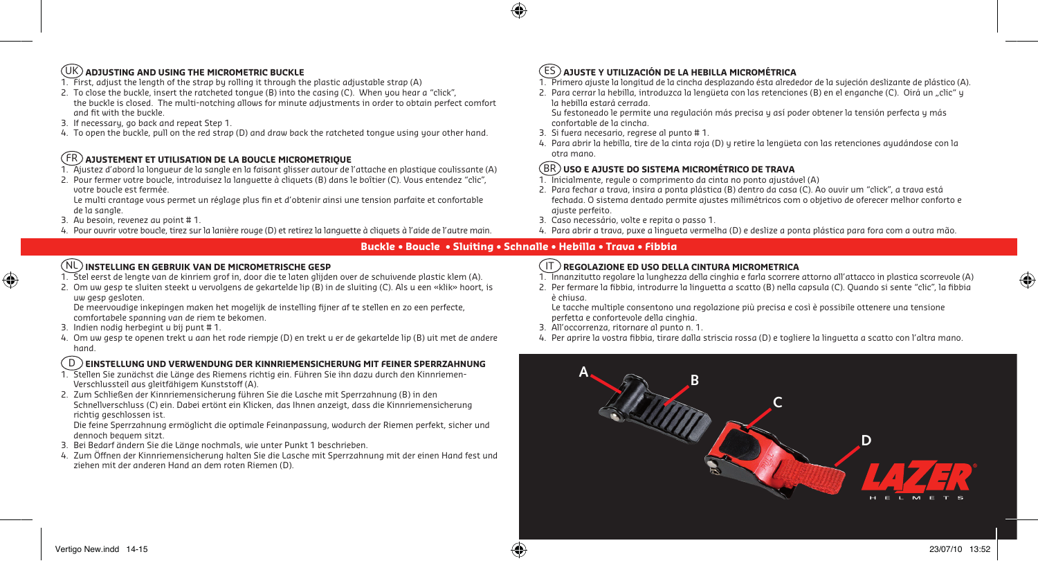## (UK) ADJUSTING AND USING THE MICROMETRIC BUCKLE

1. First, adjust the length of the strap by rolling it through the plastic adjustable strap (A)
2. To close the buckle, insert the ratcheted tongue (B) into the casing (C). When you hear a "click", the buckle is closed. The multi-notching allows for minute adjustments in order to obtain perfect comfort and fit with the buckle.
3. If necessary, go back and repeat Step 1.
4. To open the buckle, pull on the red strap (D) and draw back the ratcheted tongue using your other hand.

## (FR) AJUSTEMENT ET UTILISATION DE LA BOUCLE MICROMETRIQUE

1. Ajustez d'abord la longueur de la sangle en la faisant glisser autour de l'attache en plastique coulissante (A)
2. Pour fermer votre boucle, introduisez la languette à cliquets (B) dans le boîtier (C). Vous entendez "clic", votre boucle est fermée.
   Le multi crantage vous permet un réglage plus fin et d'obtenir ainsi une tension parfaite et confortable de la sangle.
3. Au besoin, revenez au point # 1.
4. Pour ouvrir votre boucle, tirez sur la lanière rouge (D) et retirez la languette à cliquets à l'aide de l'autre main.

## (ES) AJUSTE Y UTILIZACIÓN DE LA HEBILLA MICROMÉTRICA

1. Primero ajuste la longitud de la cincha desplazando ésta alrededor de la sujeción deslizante de plástico (A).
2. Para cerrar la hebilla, introduzca la lengüeta con las retenciones (B) en el enganche (C). Oirá un „clic" y la hebilla estará cerrada.
   Su festoneado le permite una regulación más precisa y así poder obtener la tensión perfecta y más confortable de la cincha.
3. Si fuera necesario, regrese al punto # 1.
4. Para abrir la hebilla, tire de la cinta roja (D) y retire la lengüeta con las retenciones ayudándose con la otra mano.

## (BR) USO E AJUSTE DO SISTEMA MICROMÉTRICO DE TRAVA

1. Inicialmente, regule o comprimento da cinta no ponto ajustável (A)
2. Para fechar a trava, insira a ponta plástica (B) dentro da casa (C). Ao ouvir um "click", a trava está fechada. O sistema dentado permite ajustes milimétricos com o objetivo de oferecer melhor conforto e ajuste perfeito.
3. Caso necessário, volte e repita o passo 1.
4. Para abrir a trava, puxe a lingueta vermelha (D) e deslize a ponta plástica para fora com a outra mão.

**Buckle • Boucle • Sluiting • Schnalle • Hebilla • Trava • Fibbia**

## (NL) INSTELLING EN GEBRUIK VAN DE MICROMETRISCHE GESP

1. Stel eerst de lengte van de kinriem grof in, door die te laten glijden over de schuivende plastic klem (A).
2. Om uw gesp te sluiten steekt u vervolgens de gekartelde lip (B) in de sluiting (C). Als u een «klik» hoort, is uw gesp gesloten.
   De meervoudige inkepingen maken het mogelijk de instelling fijner af te stellen en zo een perfecte, comfortabele spanning van de riem te bekomen.
3. Indien nodig herbegint u bij punt # 1.
4. Om uw gesp te openen trekt u aan het rode riempje (D) en trekt u er de gekartelde lip (B) uit met de andere hand.

## (D) EINSTELLUNG UND VERWENDUNG DER KINNRIEMENSICHERUNG MIT FEINER SPERRZAHNUNG

1. Stellen Sie zunächst die Länge des Riemens richtig ein. Führen Sie ihn dazu durch den Kinnriemen-Verschlussteil aus gleitfähigem Kunststoff (A).
2. Zum Schließen der Kinnriemensicherung führen Sie die Lasche mit Sperrzahnung (B) in den Schnellverschluss (C) ein. Dabei ertönt ein Klicken, das Ihnen anzeigt, dass die Kinnriemensicherung richtig geschlossen ist.
   Die feine Sperrzahnung ermöglicht die optimale Feinanpassung, wodurch der Riemen perfekt, sicher und dennoch bequem sitzt.
3. Bei Bedarf ändern Sie die Länge nochmals, wie unter Punkt 1 beschrieben.
4. Zum Öffnen der Kinnriemensicherung halten Sie die Lasche mit Sperrzahnung mit der einen Hand fest und ziehen mit der anderen Hand an dem roten Riemen (D).

## (IT) REGOLAZIONE ED USO DELLA CINTURA MICROMETRICA

1. Innanzitutto regolare la lunghezza della cinghia e farla scorrere attorno all'attacco in plastica scorrevole (A)
2. Per fermare la fibbia, introdurre la linguetta a scatto (B) nella capsula (C). Quando si sente "clic", la fibbia è chiusa.
   Le tacche multiple consentono una regolazione più precisa e così è possibile ottenere una tensione perfetta e confortevole della cinghia.
3. All'occorrenza, ritornare al punto n. 1.
4. Per aprire la vostra fibbia, tirare dalla striscia rossa (D) e togliere la linguetta a scatto con l'altra mano.

A B C D

LAZER HELMETS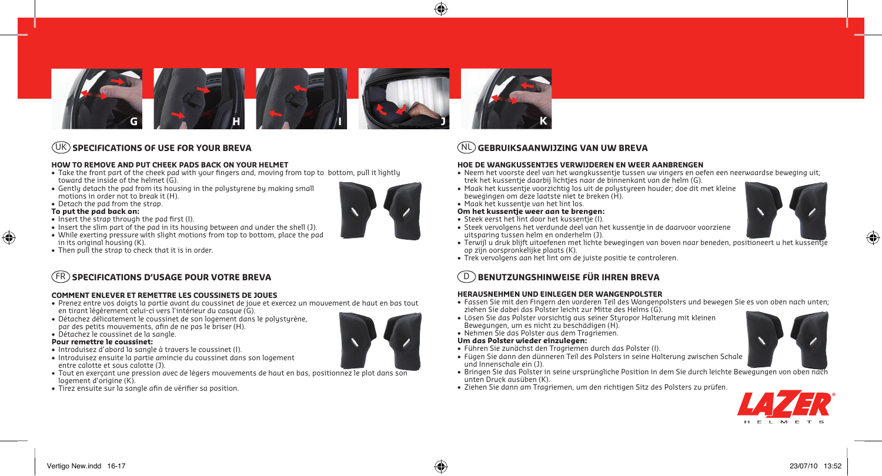G H I J K

## (UK) SPECIFICATIONS OF USE FOR YOUR BREVA

**HOW TO REMOVE AND PUT CHEEK PADS BACK ON YOUR HELMET**

- Take the front part of the cheek pad with your fingers and, moving from top to bottom, pull it lightly toward the inside of the helmet (G).
- Gently detach the pad from its housing in the polystyrene by making small motions in order not to break it (H).
- Detach the pad from the strap.

**To put the pad back on:**

- Insert the strap through the pad first (I).
- Insert the slim part of the pad in its housing between and under the shell (J).
- While exerting pressure with slight motions from top to bottom, place the pad in its original housing (K).
- Then pull the strap to check that it is in order.

## (FR) SPECIFICATIONS D'USAGE POUR VOTRE BREVA

**COMMENT ENLEVER ET REMETTRE LES COUSSINETS DE JOUES**

- Prenez entre vos doigts la partie avant du coussinet de joue et exercez un mouvement de haut en bas tout en tirant légèrement celui-ci vers l'intérieur du casque (G).
- Détachez délicatement le coussinet de son logement dans le polystyrène, par des petits mouvements, afin de ne pas le briser (H).
- Détachez le coussinet de la sangle.

**Pour remettre le coussinet:**

- Introduisez d'abord la sangle à travers le coussinet (I).
- Introduisez ensuite la partie amincie du coussinet dans son logement entre calotte et sous calotte (J).
- Tout en exerçant une pression avec de légers mouvements de haut en bas, positionnez le plot dans son logement d'origine (K).
- Tirez ensuite sur la sangle afin de vérifier sa position.

## (NL) GEBRUIKSAANWIJZING VAN UW BREVA

**HOE DE WANGKUSSENTJES VERWIJDEREN EN WEER AANBRENGEN**

- Neem het voorste deel van het wangkussentje tussen uw vingers en oefen een neerwaardse beweging uit; trek het kussentje daarbij lichtjes naar de binnenkant van de helm (G).
- Maak het kussentje voorzichtig los uit de polystyreen houder; doe dit met kleine bewegingen om deze laatste niet te breken (H).
- Maak het kussentje van het lint los.

**Om het kussentje weer aan te brengen:**

- Steek eerst het lint door het kussentje (I).
- Steek vervolgens het verdunde deel van het kussentje in de daarvoor voorziene uitsparing tussen helm en onderhelm (J).
- Terwijl u druk blijft uitoefenen met lichte bewegingen van boven naar beneden, positioneert u het kussentje op zijn oorspronkelijke plaats (K).
- Trek vervolgens aan het lint om de juiste positie te controleren.

## (D) BENUTZUNGSHINWEISE FÜR IHREN BREVA

**HERAUSNEHMEN UND EINLEGEN DER WANGENPOLSTER**

- Fassen Sie mit den Fingern den vorderen Teil des Wangenpolsters und bewegen Sie es von oben nach unten; ziehen Sie dabei das Polster leicht zur Mitte des Helms (G).
- Lösen Sie das Polster vorsichtig aus seiner Styropor Halterung mit kleinen Bewegungen, um es nicht zu beschädigen (H).
- Nehmen Sie das Polster aus dem Tragriemen.

**Um das Polster wieder einzulegen:**

- Führen Sie zunächst den Tragriemen durch das Polster (I).
- Fügen Sie dann den dünneren Teil des Polsters in seine Halterung zwischen Schale und Innenschale ein (J).
- Bringen Sie das Polster in seine ursprüngliche Position in dem Sie durch leichte Bewegungen von oben nach unten Druck ausüben (K).
- Ziehen Sie dann am Tragriemen, um den richtigen Sitz des Polsters zu prüfen.

LAZER HELMETS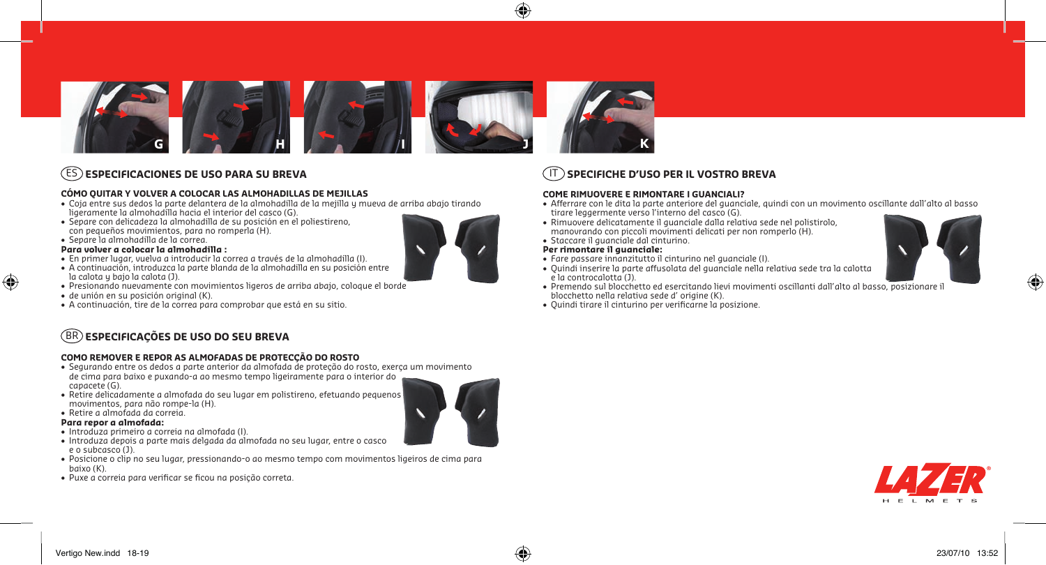G H I J K

## (ES) ESPECIFICACIONES DE USO PARA SU BREVA

### CÓMO QUITAR Y VOLVER A COLOCAR LAS ALMOHADILLAS DE MEJILLAS

- Coja entre sus dedos la parte delantera de la almohadilla de la mejilla y mueva de arriba abajo tirando ligeramente la almohadilla hacia el interior del casco (G).
- Separe con delicadeza la almohadilla de su posición en el poliestireno, con pequeños movimientos, para no romperla (H).
- Separe la almohadilla de la correa.

**Para volver a colocar la almohadilla :**

- En primer lugar, vuelva a introducir la correa a través de la almohadilla (I).
- A continuación, introduzca la parte blanda de la almohadilla en su posición entre la calota y bajo la calota (J).
- Presionando nuevamente con movimientos ligeros de arriba abajo, coloque el borde
- de unión en su posición original (K).
- A continuación, tire de la correa para comprobar que está en su sitio.

## (BR) ESPECIFICAÇÕES DE USO DO SEU BREVA

### COMO REMOVER E REPOR AS ALMOFADAS DE PROTECÇÃO DO ROSTO

- Segurando entre os dedos a parte anterior da almofada de proteção do rosto, exerça um movimento de cima para baixo e puxando-a ao mesmo tempo ligeiramente para o interior do capacete (G).
- Retire delicadamente a almofada do seu lugar em polistireno, efetuando pequenos movimentos, para não rompe-la (H).
- Retire a almofada da correia.

**Para repor a almofada:**

- Introduza primeiro a correia na almofada (I).
- Introduza depois a parte mais delgada da almofada no seu lugar, entre o casco e o subcasco (J).
- Posicione o clip no seu lugar, pressionando-o ao mesmo tempo com movimentos ligeiros de cima para baixo (K).
- Puxe a correia para verificar se ficou na posição correta.

## (IT) SPECIFICHE D'USO PER IL VOSTRO BREVA

### COME RIMUOVERE E RIMONTARE I GUANCIALI?

- Afferrare con le dita la parte anteriore del guanciale, quindi con un movimento oscillante dall'alto al basso tirare leggermente verso l'interno del casco (G).
- Rimuovere delicatamente il guanciale dalla relativa sede nel polistirolo, manovrando con piccoli movimenti delicati per non romperlo (H).
- Staccare il guanciale dal cinturino.

**Per rimontare il guanciale:**

- Fare passare innanzitutto il cinturino nel guanciale (I).
- Quindi inserire la parte affusolata del guanciale nella relativa sede tra la calotta e la controcalotta (J).
- Premendo sul blocchetto ed esercitando lievi movimenti oscillanti dall'alto al basso, posizionare il blocchetto nella relativa sede d' origine (K).
- Quindi tirare il cinturino per verificarne la posizione.

LAZER HELMETS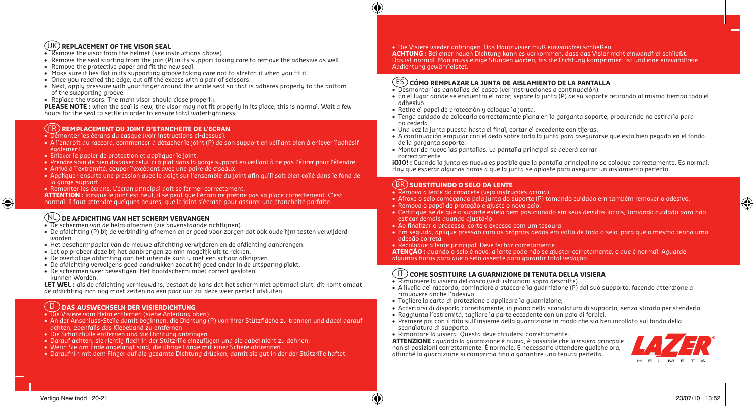## (UK) REPLACEMENT OF THE VISOR SEAL

- Remove the visor from the helmet (see instructions above).
- Remove the seal starting from the join (P) in its support taking care to remove the adhesive as well.
- Remove the protective paper and fit the new seal.
- Make sure it lies flat in its supporting groove taking care not to stretch it when you fit it.
- Once you reached the edge, cut off the excess with a pair of scissors.
- Next, apply pressure with your finger around the whole seal so that is adheres properly to the bottom of the supporting groove.
- Replace the visors. The main visor should close properly.

**PLEASE NOTE :** when the seal is new, the visor may not fit properly in its place, this is normal. Wait a few hours for the seal to settle in order to ensure total watertightness.

## (FR) REMPLACEMENT DU JOINT D'ETANCHEITE DE L'ECRAN

- Démonter les écrans du casque (voir instructions ci-dessus).
- A l'endroit du raccord, commencer à détacher le joint (P) de son support en veillant bien à enlever l'adhésif également.
- Enlever le papier de protection et appliquer le joint.
- Prendre soin de bien disposer celui-ci à plat dans la gorge support en veillant à ne pas l'étirer pour l'étendre.
- Arrivé à l'extrémité, couper l'excédent avec une paire de ciseaux
- Appliquer ensuite une pression avec le doigt sur l'ensemble du joint afin qu'il soit bien collé dans le fond de la gorge support.
- Remonter les écrans. L'écran principal doit se fermer correctement.

**ATTENTION :** lorsque le joint est neuf, il se peut que l'écran ne prenne pas sa place correctement. C'est normal. Il faut attendre quelques heures, que le joint s'écrase pour assurer une étanchéité parfaite.

## (NL) DE AFDICHTING VAN HET SCHERM VERVANGEN

- De schermen van de helm afnemen (zie bovenstaande richtlijnen).
- De afdichting (P) bij de verbinding afnemen en er goed voor zorgen dat ook oude lijm testen verwijderd worden.
- Het beschermpapier van de nieuwe afdichting verwijderen en de afdichting aanbrengen.
- Let op probeer deze bij het aanbrengen zo min mogelijk uit te rekken.
- De overtollige afdichting aan het uiteinde kunt u met een schaar afknippen.
- De afdichting vervolgens goed aandrukken zodat hij goed onder in de uitsparing plakt.
- De schermen weer bevestigen. Het hoofdscherm moet correct gesloten kunnen Worden.

**LET WEL :** als de afdichting vernieuwd is, bestaat de kans dat het scherm niet optimaal sluit, dit komt omdat de afdichting zich nog moet zetten na een paar uur zal deze weer perfect afsluiten.

## (D) DAS AUSWECHSELN DER VISIERDICHTUNG

- Die Visiere vom Helm entfernen (siehe Anleitung oben).
- An der Anschluss-Stelle damit beginnen, die Dichtung (P) von ihrer Stützfläche zu trennen und dabei darauf achten, ebenfalls das Klebeband zu entfernen.
- Die Schutzhülle entfernen und die Dichtung anbringen.
- Darauf achten, sie richtig flach in der Stützrille einzufügen und sie dabei nicht zu dehnen.
- Wenn Sie am Ende angelangt sind, die übrige Länge mit einer Schere abtrennen.
- Daraufhin mit dem Finger auf die gesamte Dichtung drücken, damit sie gut in der der Stützrille haftet.
- Die Visiere wieder anbringen. Das Hauptvisier muß einwandfrei schließen.

**ACHTUNG :** Bei einer neuen Dichtung kann es vorkommen, dass das Visier nicht einwandfrei schließt. Das ist normal. Man muss einige Stunden warten, bis die Dichtung komprimiert ist und eine einwandfreie Abdichtung gewährleistet.

## (ES) CÓMO REMPLAZAR LA JUNTA DE AISLAMIENTO DE LA PANTALLA

- Desmontar las pantallas del casco (ver instrucciones a continuación).
- En el lugar donde se encuentra el racor, separe la junta (P) de su soporte retirando al mismo tiempo todo el adhesivo.
- Retire el papel de protección y coloque la junta.
- Tenga cuidado de colocarla correctamente plana en la garganta soporte, procurando no estirarla para no cederla.
- Una vez la junta puesta hasta el final, cortar el excedente con tijeras.
- A continuación empujar con el dedo sobre toda la junta para asegurarse que esta bien pegado en el fondo de la garganta soporte.
- Montar de nuevo las pantallas. La pantalla principal se deberá cerrar correctamente.

**¡OJO! :** Cuando la junta es nueva es posible que la pantalla principal no se coloque correctamente. Es normal. Hay que esperar algunas horas a que la junta se aplaste para asegurar un aislamiento perfecto.

## (BR) SUBSTITUINDO O SELO DA LENTE

- Remova a lente do capacete (veja instruções acima).
- Afroxe o selo começando pela junta do suporte (P) tomando cuidado em também remover o adesivo.
- Remova o papel de proteção e ajuste o novo selo.
- Certifique-se de que o suporte esteja bem posicionado em seus devidos locais, tomando cuidado para não esticar demais quando ajustá-lo.
- Ao finalizar o processo, corte o excesso com um tesoura.
- Em seguida, aplique pressão com os próprios dedos em volta de todo o selo, para que o mesmo tenha uma adesão correta.
- Recoloque a lente principal. Deve fechar corretamente.

**ATENÇÃO :** quando o selo é novo, a lente pode não se ajustar corretamente, o que é normal. Aguarde algumas horas para que o selo assente para garantir total vedação.

## (IT) COME SOSTITUIRE LA GUARNIZIONE DI TENUTA DELLA VISIERA

- Rimuovere la visiera del casco (vedi istruzioni sopra descritte).
- A livello del raccordo, cominciare a staccare la guarnizione (P) dal suo supporto, facendo attenzione a rimuovere anche l'adesivo.
- Togliere la carta di protezione e applicare la guarnizione;
- Accertarsi di disporla correttamente, in piano nella scanalatura di supporto, senza stirarla per stenderla.
- Raggiunta l'estremità, tagliare la parte eccedente con un paio di forbici.
- Premere poi con il dito sull'insieme della guarnizione in modo che sia ben incollato sul fondo della scanalatura di supporto.
- Rimontare la visiera. Questa deve chiudersi correttamente.

**ATTENZIONE :** quando la guarnizione è nuova, è possibile che la visiera princpale non si posizioni correttamente. È normale. È necessario attendere qualche ora, affinché la guarnizione si comprima fino a garantire una tenuta perfetta.

LAZER® HELMETS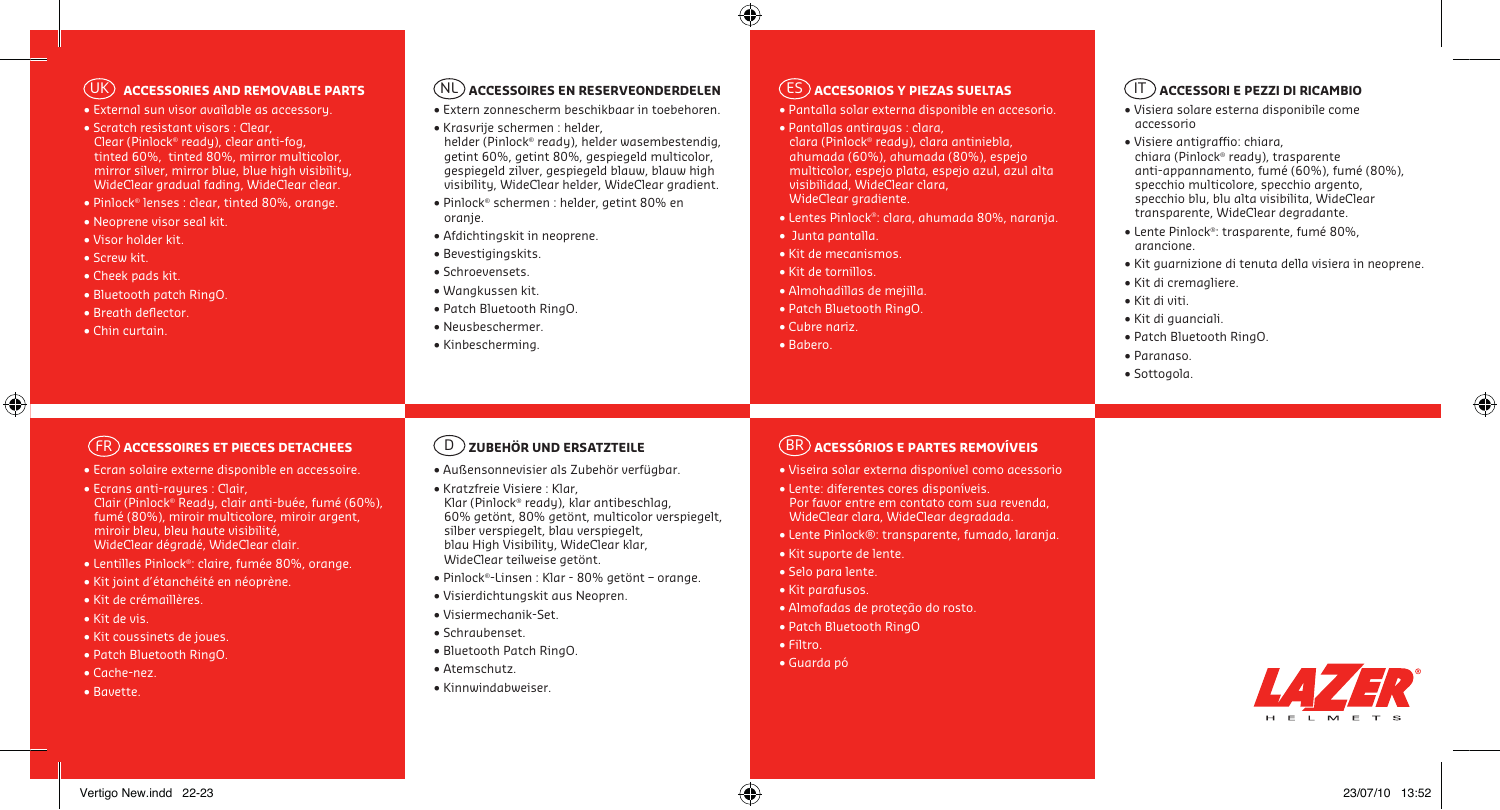## (UK) ACCESSORIES AND REMOVABLE PARTS

- External sun visor available as accessory.
- Scratch resistant visors : Clear, Clear (Pinlock® ready), clear anti-fog, tinted 60%, tinted 80%, mirror multicolor, mirror silver, mirror blue, blue high visibility, WideClear gradual fading, WideClear clear.
- Pinlock® lenses : clear, tinted 80%, orange.
- Neoprene visor seal kit.
- Visor holder kit.
- Screw kit.
- Cheek pads kit.
- Bluetooth patch RingO.
- Breath deflector.
- Chin curtain.

## (NL) ACCESSOIRES EN RESERVEONDERDELEN

- Extern zonnescherm beschikbaar in toebehoren.
- Krasvrije schermen : helder, helder (Pinlock® ready), helder wasembestendig, getint 60%, getint 80%, gespiegeld multicolor, gespiegeld zilver, gespiegeld blauw, blauw high visibility, WideClear helder, WideClear gradient.
- Pinlock® schermen : helder, getint 80% en oranje.
- Afdichtingskit in neoprene.
- Bevestigingskits.
- Schroevensets.
- Wangkussen kit.
- Patch Bluetooth RingO.
- Neusbeschermer.
- Kinbescherming.

## (ES) ACCESORIOS Y PIEZAS SUELTAS

- Pantalla solar externa disponible en accesorio.
- Pantallas antirayas : clara, clara (Pinlock® ready), clara antiniebla, ahumada (60%), ahumada (80%), espejo multicolor, espejo plata, espejo azul, azul alta visibilidad, WideClear clara, WideClear gradiente.
- Lentes Pinlock®: clara, ahumada 80%, naranja.
- Junta pantalla.
- Kit de mecanismos.
- Kit de tornillos.
- Almohadillas de mejilla.
- Patch Bluetooth RingO.
- Cubre nariz.
- Babero.

## (IT) ACCESSORI E PEZZI DI RICAMBIO

- Visiera solare esterna disponibile come accessorio
- Visiere antigraffio: chiara, chiara (Pinlock® ready), trasparente anti-appannamento, fumé (60%), fumé (80%), specchio multicolore, specchio argento, specchio blu, blu alta visibilita, WideClear trasparente, WideClear degradante.
- Lente Pinlock®: trasparente, fumé 80%, arancione.
- Kit guarnizione di tenuta della visiera in neoprene.
- Kit di cremagliere.
- Kit di viti.
- Kit di guanciali.
- Patch Bluetooth RingO.
- Paranaso.
- Sottogola.

## (FR) ACCESSOIRES ET PIECES DETACHEES

- Ecran solaire externe disponible en accessoire.
- Ecrans anti-rayures : Clair, Clair (Pinlock® Ready, clair anti-buée, fumé (60%), fumé (80%), miroir multicolore, miroir argent, miroir bleu, bleu haute visibilité, WideClear dégradé, WideClear clair.
- Lentilles Pinlock®: claire, fumée 80%, orange.
- Kit joint d'étanchéité en néoprène.
- Kit de crémaillères.
- Kit de vis.
- Kit coussinets de joues.
- Patch Bluetooth RingO.
- Cache-nez.
- Bavette.

## (D) ZUBEHÖR UND ERSATZTEILE

- Außensonnevisier als Zubehör verfügbar.
- Kratzfreie Visiere : Klar, Klar (Pinlock® ready), klar antibeschlag, 60% getönt, 80% getönt, multicolor verspiegelt, silber verspiegelt, blau verspiegelt, blau High Visibility, WideClear klar, WideClear teilweise getönt.
- Pinlock®-Linsen : Klar - 80% getönt – orange.
- Visierdichtungskit aus Neopren.
- Visiermechanik-Set.
- Schraubenset.
- Bluetooth Patch RingO.
- Atemschutz.
- Kinnwindabweiser.

## (BR) ACESSÓRIOS E PARTES REMOVÍVEIS

- Viseira solar externa disponível como acessorio
- Lente: diferentes cores disponíveis. Por favor entre em contato com sua revenda, WideClear clara, WideClear degradada.
- Lente Pinlock®: transparente, fumado, laranja.
- Kit suporte de lente.
- Selo para lente.
- Kit parafusos.
- Almofadas de proteção do rosto.
- Patch Bluetooth RingO
- Filtro.
- Guarda pó

LAZER HELMETS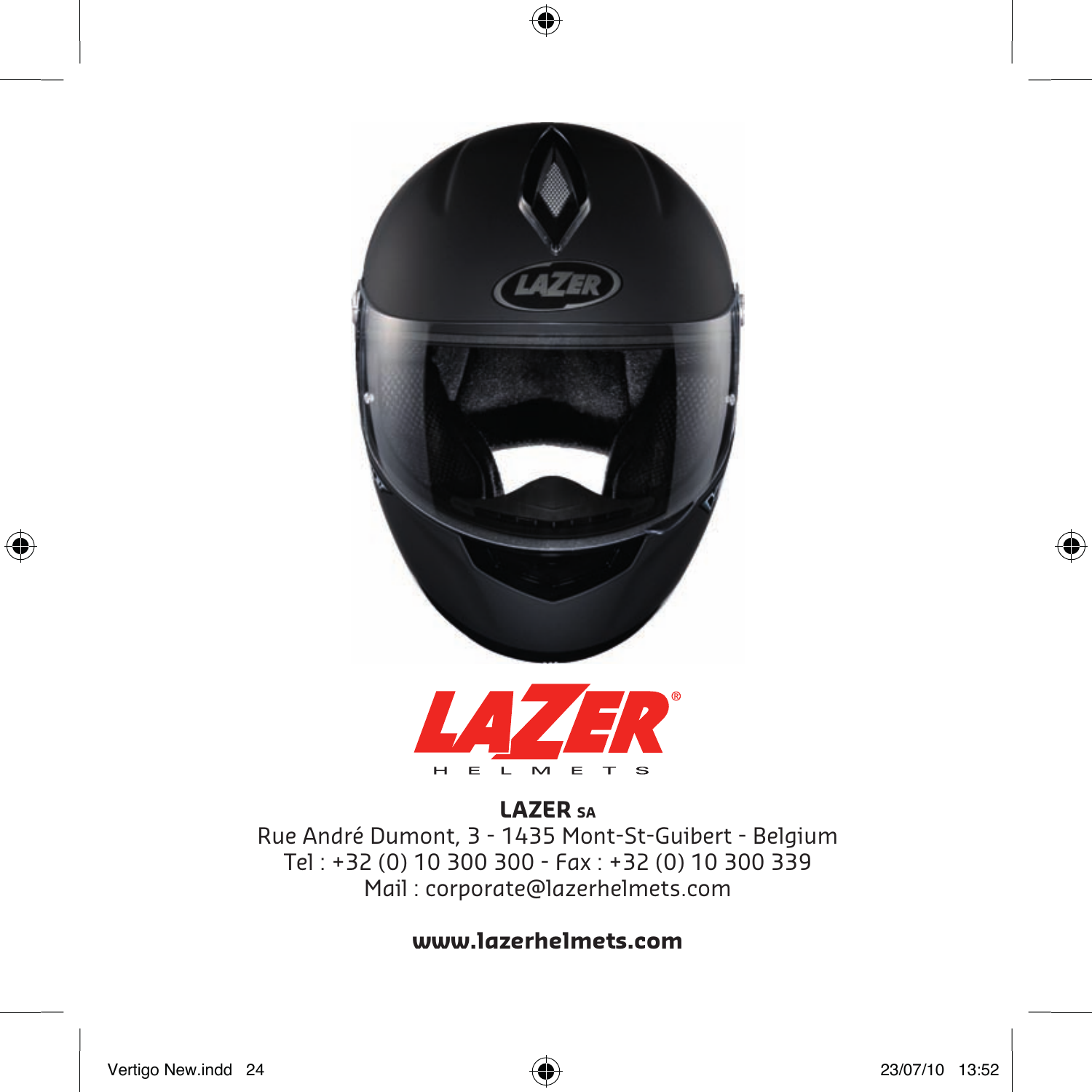**LAZER SA**
Rue André Dumont, 3 - 1435 Mont-St-Guibert - Belgium
Tel : +32 (0) 10 300 300 - Fax : +32 (0) 10 300 339
Mail : corporate@lazerhelmets.com

**www.lazerhelmets.com**